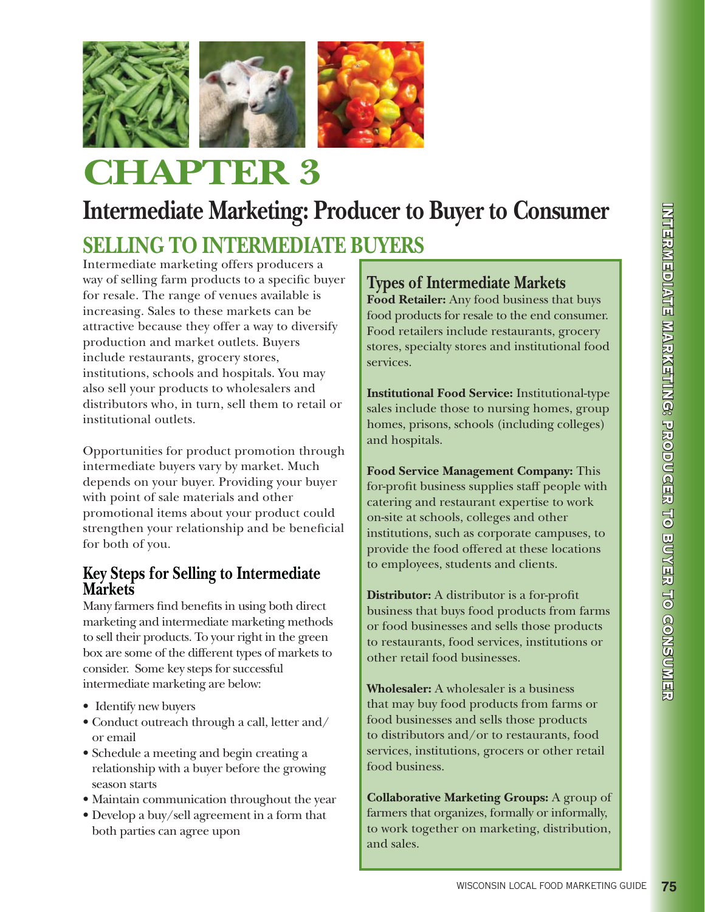# CHAPTER 3

## Intermediate Marketing: Producer to Buyer to Consumer

## SELLING TO INTERMEDIATE BUYERS

Intermediate marketing offers producers a way of selling farm products to a specific buyer for resale. The range of venues available is increasing. Sales to these markets can be attractive because they offer a way to diversify production and market outlets. Buyers include restaurants, grocery stores, institutions, schools and hospitals. You may also sell your products to wholesalers and distributors who, in turn, sell them to retail or institutional outlets.

Opportunities for product promotion through intermediate buyers vary by market. Much depends on your buyer. Providing your buyer with point of sale materials and other promotional items about your product could strengthen your relationship and be beneficial for both of you.

### Key Steps for Selling to Intermediate Markets

Many farmers find benefits in using both direct marketing and intermediate marketing methods to sell their products. To your right in the green box are some of the different types of markets to consider. Some key steps for successful intermediate marketing are below:

- Identify new buyers
- Conduct outreach through a call, letter and/or email
- Schedule a meeting and begin creating a relationship with a buyer before the growing season starts
- Maintain communication throughout the year
- Develop a buy/sell agreement in a form that both parties can agree upon

### Types of Intermediate Markets

**Food Retailer:** Any food business that buys food products for resale to the end consumer. Food retailers include restaurants, grocery stores, specialty stores and institutional food services.

**Institutional Food Service:** Institutional-type sales include those to nursing homes, group homes, prisons, schools (including colleges) and hospitals.

**Food Service Management Company:** This for-profit business supplies staff people with catering and restaurant expertise to work on-site at schools, colleges and other institutions, such as corporate campuses, to provide the food offered at these locations to employees, students and clients.

**Distributor:** A distributor is a for-profit business that buys food products from farms or food businesses and sells those products to restaurants, food services, institutions or other retail food businesses.

**Wholesaler:** A wholesaler is a business that may buy food products from farms or food businesses and sells those products to distributors and/or to restaurants, food services, institutions, grocers or other retail food business.

**Collaborative Marketing Groups:** A group of farmers that organizes, formally or informally, to work together on marketing, distribution, and sales.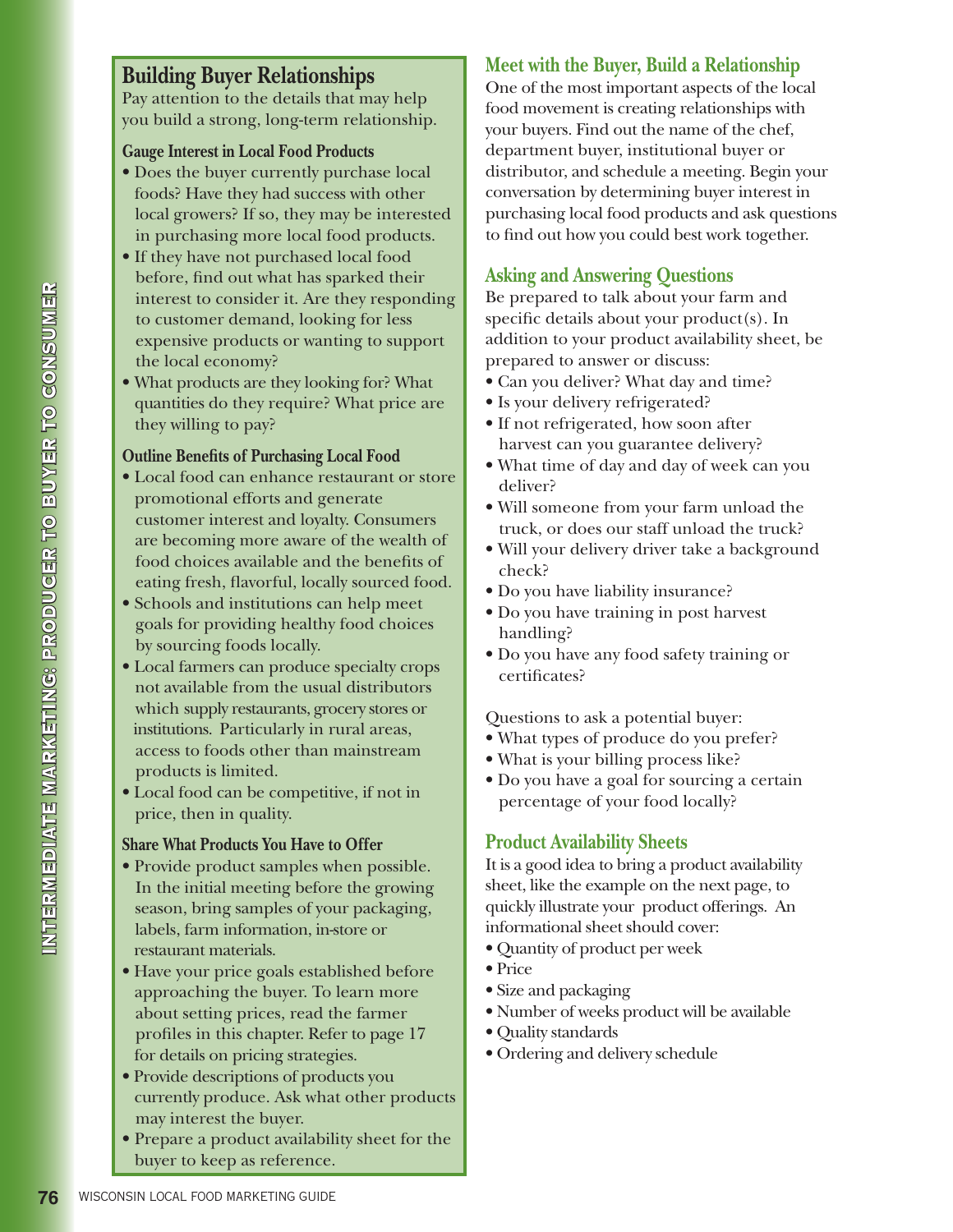## Building Buyer Relationships

Pay attention to the details that may help you build a strong, long-term relationship.

### Gauge Interest in Local Food Products

- Does the buyer currently purchase local foods? Have they had success with other local growers? If so, they may be interested in purchasing more local food products.
- If they have not purchased local food before, find out what has sparked their interest to consider it. Are they responding to customer demand, looking for less expensive products or wanting to support the local economy?
- What products are they looking for? What quantities do they require? What price are they willing to pay?

### Outline Benefits of Purchasing Local Food

- Local food can enhance restaurant or store promotional efforts and generate customer interest and loyalty. Consumers are becoming more aware of the wealth of food choices available and the benefits of eating fresh, flavorful, locally sourced food.
- Schools and institutions can help meet goals for providing healthy food choices by sourcing foods locally.
- Local farmers can produce specialty crops not available from the usual distributors which supply restaurants, grocery stores or institutions. Particularly in rural areas, access to foods other than mainstream products is limited.
- Local food can be competitive, if not in price, then in quality.

### Share What Products You Have to Offer

- Provide product samples when possible. In the initial meeting before the growing season, bring samples of your packaging, labels, farm information, in-store or restaurant materials.
- Have your price goals established before approaching the buyer. To learn more about setting prices, read the farmer profiles in this chapter. Refer to page 17 for details on pricing strategies.
- Provide descriptions of products you currently produce. Ask what other products may interest the buyer.
- Prepare a product availability sheet for the buyer to keep as reference.

## Meet with the Buyer, Build a Relationship

One of the most important aspects of the local food movement is creating relationships with your buyers. Find out the name of the chef, department buyer, institutional buyer or distributor, and schedule a meeting. Begin your conversation by determining buyer interest in purchasing local food products and ask questions to find out how you could best work together.

## Asking and Answering Questions

Be prepared to talk about your farm and specific details about your product(s). In addition to your product availability sheet, be prepared to answer or discuss:

- Can you deliver? What day and time?
- Is your delivery refrigerated?
- If not refrigerated, how soon after harvest can you guarantee delivery?
- What time of day and day of week can you deliver?
- Will someone from your farm unload the truck, or does our staff unload the truck?
- Will your delivery driver take a background check?
- Do you have liability insurance?
- Do you have training in post harvest handling?
- Do you have any food safety training or certificates?

Questions to ask a potential buyer:

- What types of produce do you prefer?
- What is your billing process like?
- Do you have a goal for sourcing a certain percentage of your food locally?

## Product Availability Sheets

It is a good idea to bring a product availability sheet, like the example on the next page, to quickly illustrate your product offerings. An informational sheet should cover:

- Quantity of product per week
- Price
- Size and packaging
- Number of weeks product will be available
- Quality standards
- Ordering and delivery schedule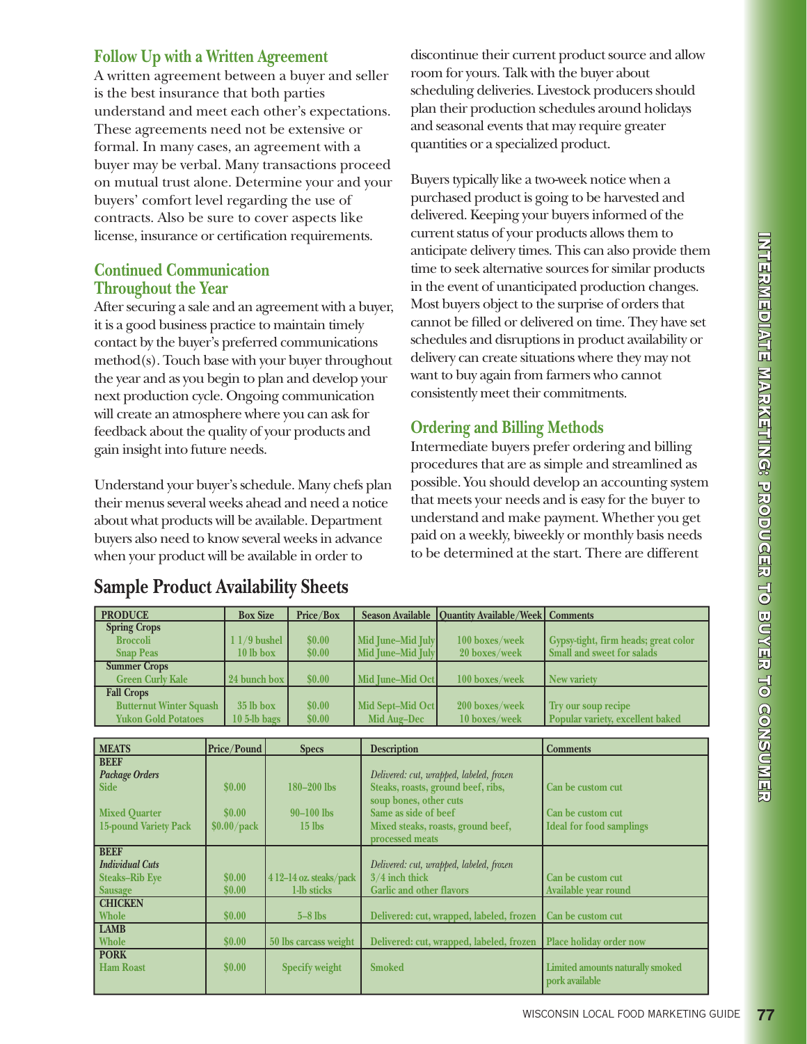## Follow Up with a Written Agreement

A written agreement between a buyer and seller is the best insurance that both parties understand and meet each other's expectations. These agreements need not be extensive or formal. In many cases, an agreement with a buyer may be verbal. Many transactions proceed on mutual trust alone. Determine your and your buyers' comfort level regarding the use of contracts. Also be sure to cover aspects like license, insurance or certification requirements.

## Continued Communication Throughout the Year

After securing a sale and an agreement with a buyer, it is a good business practice to maintain timely contact by the buyer's preferred communications method(s). Touch base with your buyer throughout the year and as you begin to plan and develop your next production cycle. Ongoing communication will create an atmosphere where you can ask for feedback about the quality of your products and gain insight into future needs.

Understand your buyer's schedule. Many chefs plan their menus several weeks ahead and need a notice about what products will be available. Department buyers also need to know several weeks in advance when your product will be available in order to discontinue their current product source and allow room for yours. Talk with the buyer about scheduling deliveries. Livestock producers should plan their production schedules around holidays and seasonal events that may require greater quantities or a specialized product.

Buyers typically like a two-week notice when a purchased product is going to be harvested and delivered. Keeping your buyers informed of the current status of your products allows them to anticipate delivery times. This can also provide them time to seek alternative sources for similar products in the event of unanticipated production changes. Most buyers object to the surprise of orders that cannot be filled or delivered on time. They have set schedules and disruptions in product availability or delivery can create situations where they may not want to buy again from farmers who cannot consistently meet their commitments.

## Ordering and Billing Methods

Intermediate buyers prefer ordering and billing procedures that are as simple and streamlined as possible. You should develop an accounting system that meets your needs and is easy for the buyer to understand and make payment. Whether you get paid on a weekly, biweekly or monthly basis needs to be determined at the start. There are different

## Sample Product Availability Sheets

| PRODUCE | Box Size | Price/Box | Season Available | Quantity Available/Week | Comments |
|---|---|---|---|---|---|
| **Spring Crops** | | | | | |
| Broccoli | 1 1/9 bushel | $0.00 | Mid June–Mid July | 100 boxes/week | Gypsy-tight, firm heads; great color |
| Snap Peas | 10 lb box | $0.00 | Mid June–Mid July | 20 boxes/week | Small and sweet for salads |
| **Summer Crops** | | | | | |
| Green Curly Kale | 24 bunch box | $0.00 | Mid June–Mid Oct | 100 boxes/week | New variety |
| **Fall Crops** | | | | | |
| Butternut Winter Squash | 35 lb box | $0.00 | Mid Sept–Mid Oct | 200 boxes/week | Try our soup recipe |
| Yukon Gold Potatoes | 10 5-lb bags | $0.00 | Mid Aug–Dec | 10 boxes/week | Popular variety, excellent baked |

| MEATS | Price/Pound | Specs | Description | Comments |
|---|---|---|---|---|
| **BEEF** | | | | |
| *Package Orders* | | | *Delivered: cut, wrapped, labeled, frozen* | |
| Side | $0.00 | 180–200 lbs | Steaks, roasts, ground beef, ribs, soup bones, other cuts | Can be custom cut |
| Mixed Quarter | $0.00 | 90–100 lbs | Same as side of beef | Can be custom cut |
| 15-pound Variety Pack | $0.00/pack | 15 lbs | Mixed steaks, roasts, ground beef, processed meats | Ideal for food samplings |
| **BEEF** | | | | |
| *Individual Cuts* | | | *Delivered: cut, wrapped, labeled, frozen* | |
| Steaks–Rib Eye | $0.00 | 4 12–14 oz. steaks/pack | 3/4 inch thick | Can be custom cut |
| Sausage | $0.00 | 1-lb sticks | Garlic and other flavors | Available year round |
| **CHICKEN** | | | | |
| Whole | $0.00 | 5–8 lbs | Delivered: cut, wrapped, labeled, frozen | Can be custom cut |
| **LAMB** | | | | |
| Whole | $0.00 | 50 lbs carcass weight | Delivered: cut, wrapped, labeled, frozen | Place holiday order now |
| **PORK** | | | | |
| Ham Roast | $0.00 | Specify weight | Smoked | Limited amounts naturally smoked pork available |